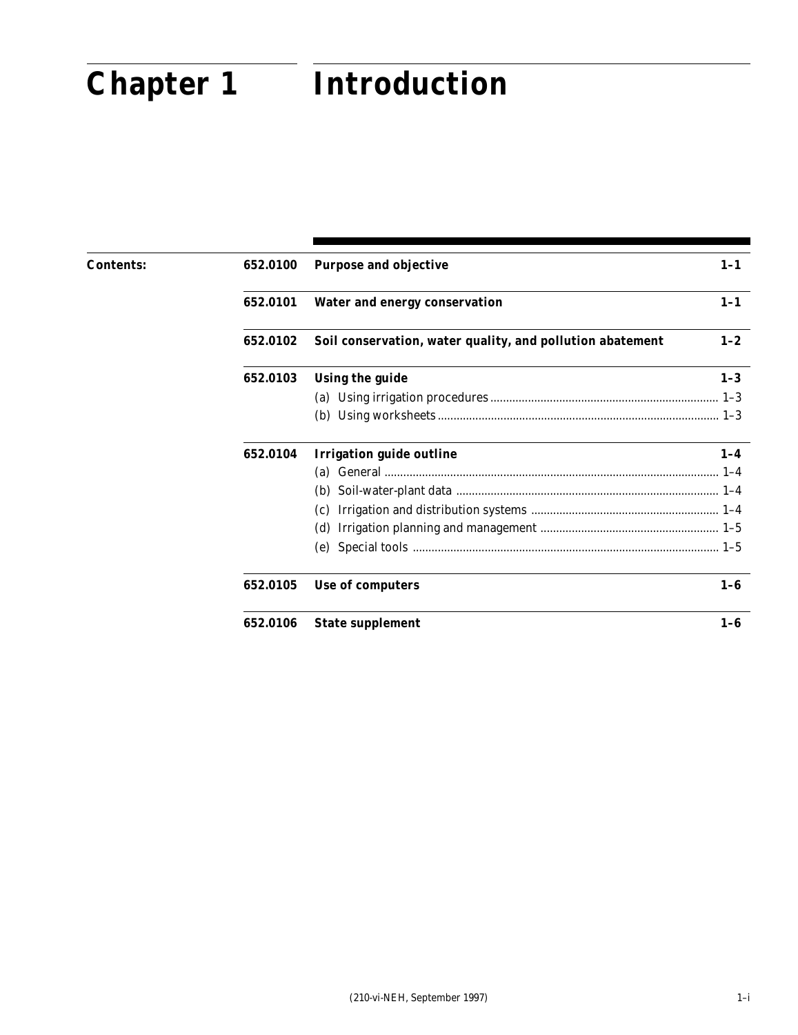# Chapter 1 Introduction

**Contents:**

| | | |
|---|---|---|
| **652.0100** | **Purpose and objective** | **1–1** |
| **652.0101** | **Water and energy conservation** | **1–1** |
| **652.0102** | **Soil conservation, water quality, and pollution abatement** | **1–2** |
| **652.0103** | **Using the guide** | **1–3** |
| | (a) Using irrigation procedures | 1–3 |
| | (b) Using worksheets | 1–3 |
| **652.0104** | **Irrigation guide outline** | **1–4** |
| | (a) General | 1–4 |
| | (b) Soil-water-plant data | 1–4 |
| | (c) Irrigation and distribution systems | 1–4 |
| | (d) Irrigation planning and management | 1–5 |
| | (e) Special tools | 1–5 |
| **652.0105** | **Use of computers** | **1–6** |
| **652.0106** | **State supplement** | **1–6** |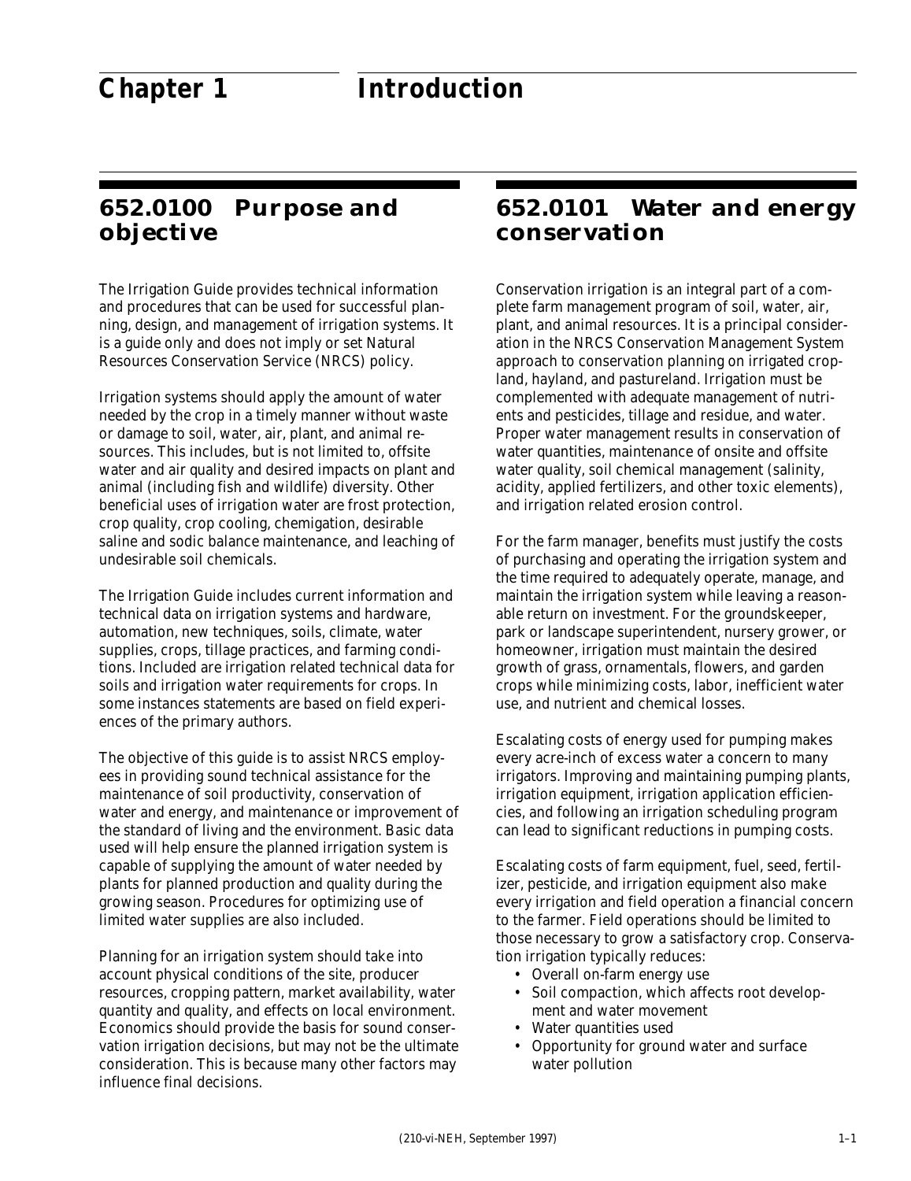# Chapter 1 Introduction

## 652.0100 Purpose and objective

The Irrigation Guide provides technical information and procedures that can be used for successful planning, design, and management of irrigation systems. It is a guide only and does not imply or set Natural Resources Conservation Service (NRCS) policy.

Irrigation systems should apply the amount of water needed by the crop in a timely manner without waste or damage to soil, water, air, plant, and animal resources. This includes, but is not limited to, offsite water and air quality and desired impacts on plant and animal (including fish and wildlife) diversity. Other beneficial uses of irrigation water are frost protection, crop quality, crop cooling, chemigation, desirable saline and sodic balance maintenance, and leaching of undesirable soil chemicals.

The Irrigation Guide includes current information and technical data on irrigation systems and hardware, automation, new techniques, soils, climate, water supplies, crops, tillage practices, and farming conditions. Included are irrigation related technical data for soils and irrigation water requirements for crops. In some instances statements are based on field experiences of the primary authors.

The objective of this guide is to assist NRCS employees in providing sound technical assistance for the maintenance of soil productivity, conservation of water and energy, and maintenance or improvement of the standard of living and the environment. Basic data used will help ensure the planned irrigation system is capable of supplying the amount of water needed by plants for planned production and quality during the growing season. Procedures for optimizing use of limited water supplies are also included.

Planning for an irrigation system should take into account physical conditions of the site, producer resources, cropping pattern, market availability, water quantity and quality, and effects on local environment. Economics should provide the basis for sound conservation irrigation decisions, but may not be the ultimate consideration. This is because many other factors may influence final decisions.

## 652.0101 Water and energy conservation

Conservation irrigation is an integral part of a complete farm management program of soil, water, air, plant, and animal resources. It is a principal consideration in the NRCS Conservation Management System approach to conservation planning on irrigated cropland, hayland, and pastureland. Irrigation must be complemented with adequate management of nutrients and pesticides, tillage and residue, and water. Proper water management results in conservation of water quantities, maintenance of onsite and offsite water quality, soil chemical management (salinity, acidity, applied fertilizers, and other toxic elements), and irrigation related erosion control.

For the farm manager, benefits must justify the costs of purchasing and operating the irrigation system and the time required to adequately operate, manage, and maintain the irrigation system while leaving a reasonable return on investment. For the groundskeeper, park or landscape superintendent, nursery grower, or homeowner, irrigation must maintain the desired growth of grass, ornamentals, flowers, and garden crops while minimizing costs, labor, inefficient water use, and nutrient and chemical losses.

Escalating costs of energy used for pumping makes every acre-inch of excess water a concern to many irrigators. Improving and maintaining pumping plants, irrigation equipment, irrigation application efficiencies, and following an irrigation scheduling program can lead to significant reductions in pumping costs.

Escalating costs of farm equipment, fuel, seed, fertilizer, pesticide, and irrigation equipment also make every irrigation and field operation a financial concern to the farmer. Field operations should be limited to those necessary to grow a satisfactory crop. Conservation irrigation typically reduces:

- Overall on-farm energy use
- Soil compaction, which affects root development and water movement
- Water quantities used
- Opportunity for ground water and surface water pollution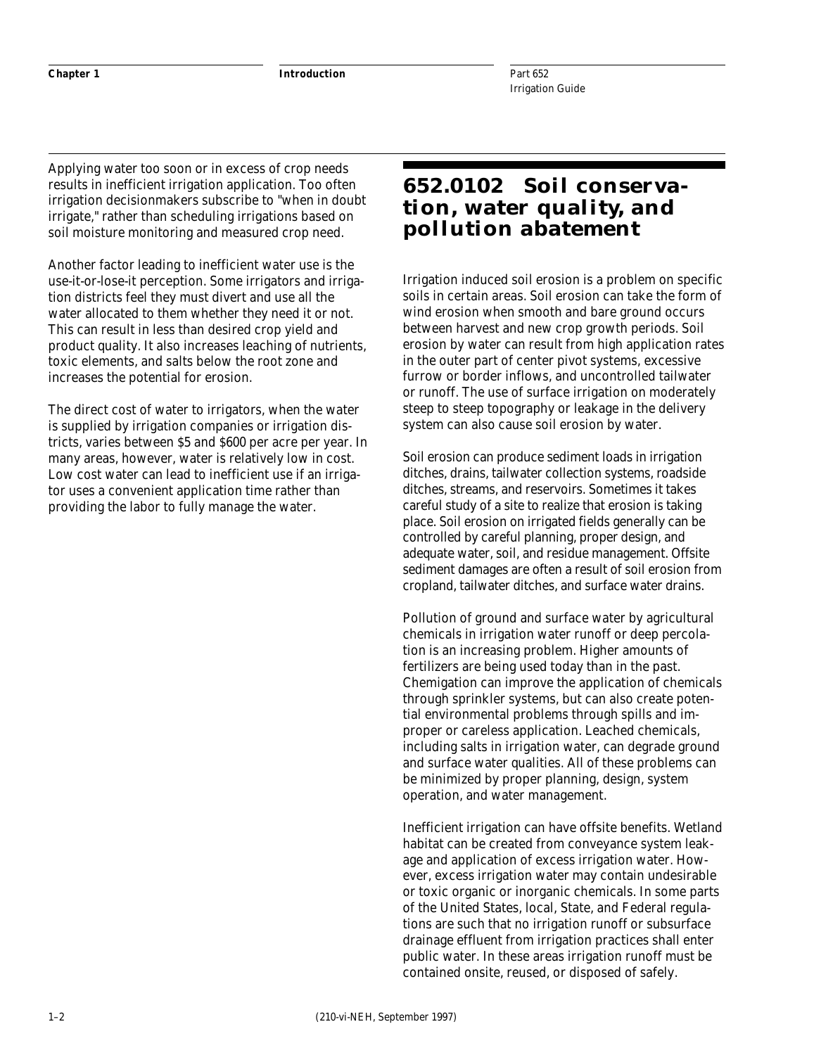Applying water too soon or in excess of crop needs results in inefficient irrigation application. Too often irrigation decisionmakers subscribe to "when in doubt irrigate," rather than scheduling irrigations based on soil moisture monitoring and measured crop need.

Another factor leading to inefficient water use is the use-it-or-lose-it perception. Some irrigators and irrigation districts feel they must divert and use all the water allocated to them whether they need it or not. This can result in less than desired crop yield and product quality. It also increases leaching of nutrients, toxic elements, and salts below the root zone and increases the potential for erosion.

The direct cost of water to irrigators, when the water is supplied by irrigation companies or irrigation districts, varies between $5 and $600 per acre per year. In many areas, however, water is relatively low in cost. Low cost water can lead to inefficient use if an irrigator uses a convenient application time rather than providing the labor to fully manage the water.

## 652.0102 Soil conservation, water quality, and pollution abatement

Irrigation induced soil erosion is a problem on specific soils in certain areas. Soil erosion can take the form of wind erosion when smooth and bare ground occurs between harvest and new crop growth periods. Soil erosion by water can result from high application rates in the outer part of center pivot systems, excessive furrow or border inflows, and uncontrolled tailwater or runoff. The use of surface irrigation on moderately steep to steep topography or leakage in the delivery system can also cause soil erosion by water.

Soil erosion can produce sediment loads in irrigation ditches, drains, tailwater collection systems, roadside ditches, streams, and reservoirs. Sometimes it takes careful study of a site to realize that erosion is taking place. Soil erosion on irrigated fields generally can be controlled by careful planning, proper design, and adequate water, soil, and residue management. Offsite sediment damages are often a result of soil erosion from cropland, tailwater ditches, and surface water drains.

Pollution of ground and surface water by agricultural chemicals in irrigation water runoff or deep percolation is an increasing problem. Higher amounts of fertilizers are being used today than in the past. Chemigation can improve the application of chemicals through sprinkler systems, but can also create potential environmental problems through spills and improper or careless application. Leached chemicals, including salts in irrigation water, can degrade ground and surface water qualities. All of these problems can be minimized by proper planning, design, system operation, and water management.

Inefficient irrigation can have offsite benefits. Wetland habitat can be created from conveyance system leakage and application of excess irrigation water. However, excess irrigation water may contain undesirable or toxic organic or inorganic chemicals. In some parts of the United States, local, State, and Federal regulations are such that no irrigation runoff or subsurface drainage effluent from irrigation practices shall enter public water. In these areas irrigation runoff must be contained onsite, reused, or disposed of safely.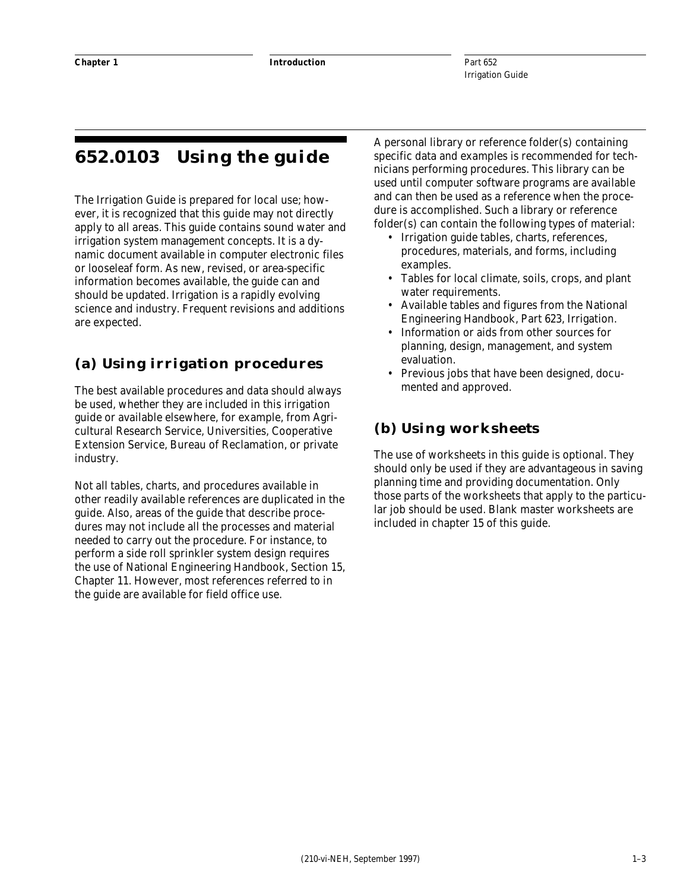# 652.0103 Using the guide

The Irrigation Guide is prepared for local use; however, it is recognized that this guide may not directly apply to all areas. This guide contains sound water and irrigation system management concepts. It is a dynamic document available in computer electronic files or looseleaf form. As new, revised, or area-specific information becomes available, the guide can and should be updated. Irrigation is a rapidly evolving science and industry. Frequent revisions and additions are expected.

## (a) Using irrigation procedures

The best available procedures and data should always be used, whether they are included in this irrigation guide or available elsewhere, for example, from Agricultural Research Service, Universities, Cooperative Extension Service, Bureau of Reclamation, or private industry.

Not all tables, charts, and procedures available in other readily available references are duplicated in the guide. Also, areas of the guide that describe procedures may not include all the processes and material needed to carry out the procedure. For instance, to perform a side roll sprinkler system design requires the use of National Engineering Handbook, Section 15, Chapter 11. However, most references referred to in the guide are available for field office use.

A personal library or reference folder(s) containing specific data and examples is recommended for technicians performing procedures. This library can be used until computer software programs are available and can then be used as a reference when the procedure is accomplished. Such a library or reference folder(s) can contain the following types of material:

- Irrigation guide tables, charts, references, procedures, materials, and forms, including examples.
- Tables for local climate, soils, crops, and plant water requirements.
- Available tables and figures from the National Engineering Handbook, Part 623, Irrigation.
- Information or aids from other sources for planning, design, management, and system evaluation.
- Previous jobs that have been designed, documented and approved.

## (b) Using worksheets

The use of worksheets in this guide is optional. They should only be used if they are advantageous in saving planning time and providing documentation. Only those parts of the worksheets that apply to the particular job should be used. Blank master worksheets are included in chapter 15 of this guide.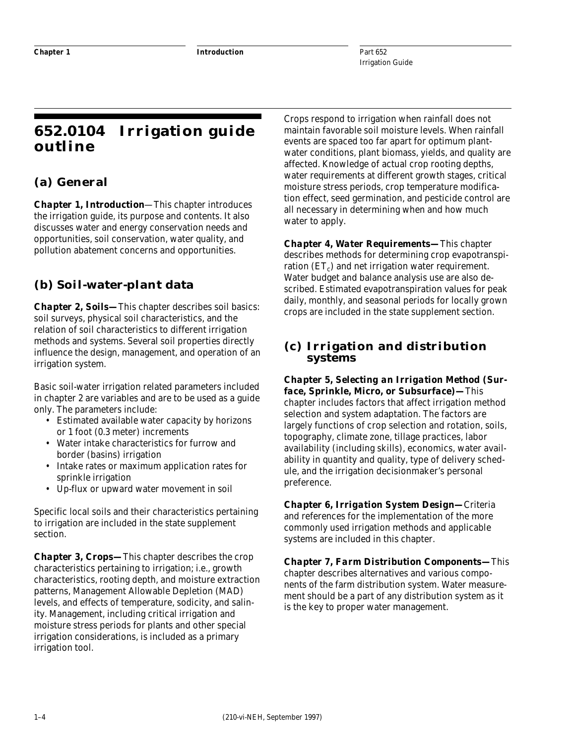# 652.0104 Irrigation guide outline

## (a) General

**Chapter 1, Introduction**—This chapter introduces the irrigation guide, its purpose and contents. It also discusses water and energy conservation needs and opportunities, soil conservation, water quality, and pollution abatement concerns and opportunities.

## (b) Soil-water-plant data

**Chapter 2, Soils—**This chapter describes soil basics: soil surveys, physical soil characteristics, and the relation of soil characteristics to different irrigation methods and systems. Several soil properties directly influence the design, management, and operation of an irrigation system.

Basic soil-water irrigation related parameters included in chapter 2 are variables and are to be used as a guide only. The parameters include:

- Estimated available water capacity by horizons or 1 foot (0.3 meter) increments
- Water intake characteristics for furrow and border (basins) irrigation
- Intake rates or maximum application rates for sprinkle irrigation
- Up-flux or upward water movement in soil

Specific local soils and their characteristics pertaining to irrigation are included in the state supplement section.

**Chapter 3, Crops—**This chapter describes the crop characteristics pertaining to irrigation; i.e., growth characteristics, rooting depth, and moisture extraction patterns, Management Allowable Depletion (MAD) levels, and effects of temperature, sodicity, and salinity. Management, including critical irrigation and moisture stress periods for plants and other special irrigation considerations, is included as a primary irrigation tool.

Crops respond to irrigation when rainfall does not maintain favorable soil moisture levels. When rainfall events are spaced too far apart for optimum plant-water conditions, plant biomass, yields, and quality are affected. Knowledge of actual crop rooting depths, water requirements at different growth stages, critical moisture stress periods, crop temperature modification effect, seed germination, and pesticide control are all necessary in determining when and how much water to apply.

**Chapter 4, Water Requirements—**This chapter describes methods for determining crop evapotranspiration ($ET_c$) and net irrigation water requirement. Water budget and balance analysis use are also described. Estimated evapotranspiration values for peak daily, monthly, and seasonal periods for locally grown crops are included in the state supplement section.

## (c) Irrigation and distribution systems

**Chapter 5, Selecting an Irrigation Method (Surface, Sprinkle, Micro, or Subsurface)—**This chapter includes factors that affect irrigation method selection and system adaptation. The factors are largely functions of crop selection and rotation, soils, topography, climate zone, tillage practices, labor availability (including skills), economics, water availability in quantity and quality, type of delivery schedule, and the irrigation decisionmaker's personal preference.

**Chapter 6, Irrigation System Design—**Criteria and references for the implementation of the more commonly used irrigation methods and applicable systems are included in this chapter.

**Chapter 7, Farm Distribution Components—**This chapter describes alternatives and various components of the farm distribution system. Water measurement should be a part of any distribution system as it is the key to proper water management.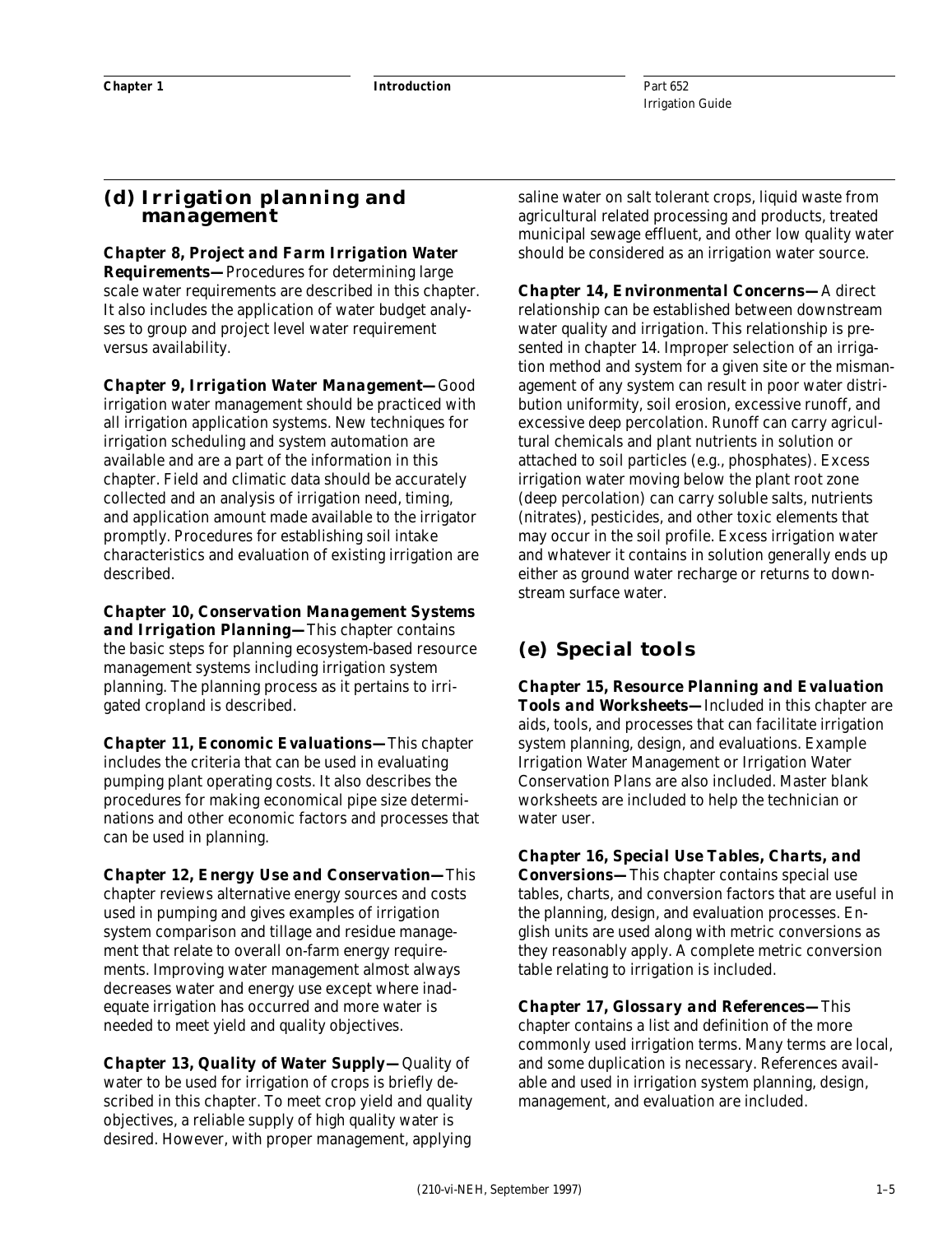## (d) Irrigation planning and management

**Chapter 8, Project and Farm Irrigation Water Requirements—**Procedures for determining large scale water requirements are described in this chapter. It also includes the application of water budget analyses to group and project level water requirement versus availability.

**Chapter 9, Irrigation Water Management—**Good irrigation water management should be practiced with all irrigation application systems. New techniques for irrigation scheduling and system automation are available and are a part of the information in this chapter. Field and climatic data should be accurately collected and an analysis of irrigation need, timing, and application amount made available to the irrigator promptly. Procedures for establishing soil intake characteristics and evaluation of existing irrigation are described.

**Chapter 10, Conservation Management Systems and Irrigation Planning—**This chapter contains the basic steps for planning ecosystem-based resource management systems including irrigation system planning. The planning process as it pertains to irrigated cropland is described.

**Chapter 11, Economic Evaluations—**This chapter includes the criteria that can be used in evaluating pumping plant operating costs. It also describes the procedures for making economical pipe size determinations and other economic factors and processes that can be used in planning.

**Chapter 12, Energy Use and Conservation—**This chapter reviews alternative energy sources and costs used in pumping and gives examples of irrigation system comparison and tillage and residue management that relate to overall on-farm energy requirements. Improving water management almost always decreases water and energy use except where inadequate irrigation has occurred and more water is needed to meet yield and quality objectives.

**Chapter 13, Quality of Water Supply—**Quality of water to be used for irrigation of crops is briefly described in this chapter. To meet crop yield and quality objectives, a reliable supply of high quality water is desired. However, with proper management, applying saline water on salt tolerant crops, liquid waste from agricultural related processing and products, treated municipal sewage effluent, and other low quality water should be considered as an irrigation water source.

**Chapter 14, Environmental Concerns—**A direct relationship can be established between downstream water quality and irrigation. This relationship is presented in chapter 14. Improper selection of an irrigation method and system for a given site or the mismanagement of any system can result in poor water distribution uniformity, soil erosion, excessive runoff, and excessive deep percolation. Runoff can carry agricultural chemicals and plant nutrients in solution or attached to soil particles (e.g., phosphates). Excess irrigation water moving below the plant root zone (deep percolation) can carry soluble salts, nutrients (nitrates), pesticides, and other toxic elements that may occur in the soil profile. Excess irrigation water and whatever it contains in solution generally ends up either as ground water recharge or returns to downstream surface water.

## (e) Special tools

**Chapter 15, Resource Planning and Evaluation Tools and Worksheets—**Included in this chapter are aids, tools, and processes that can facilitate irrigation system planning, design, and evaluations. Example Irrigation Water Management or Irrigation Water Conservation Plans are also included. Master blank worksheets are included to help the technician or water user.

**Chapter 16, Special Use Tables, Charts, and Conversions—**This chapter contains special use tables, charts, and conversion factors that are useful in the planning, design, and evaluation processes. English units are used along with metric conversions as they reasonably apply. A complete metric conversion table relating to irrigation is included.

**Chapter 17, Glossary and References—**This chapter contains a list and definition of the more commonly used irrigation terms. Many terms are local, and some duplication is necessary. References available and used in irrigation system planning, design, management, and evaluation are included.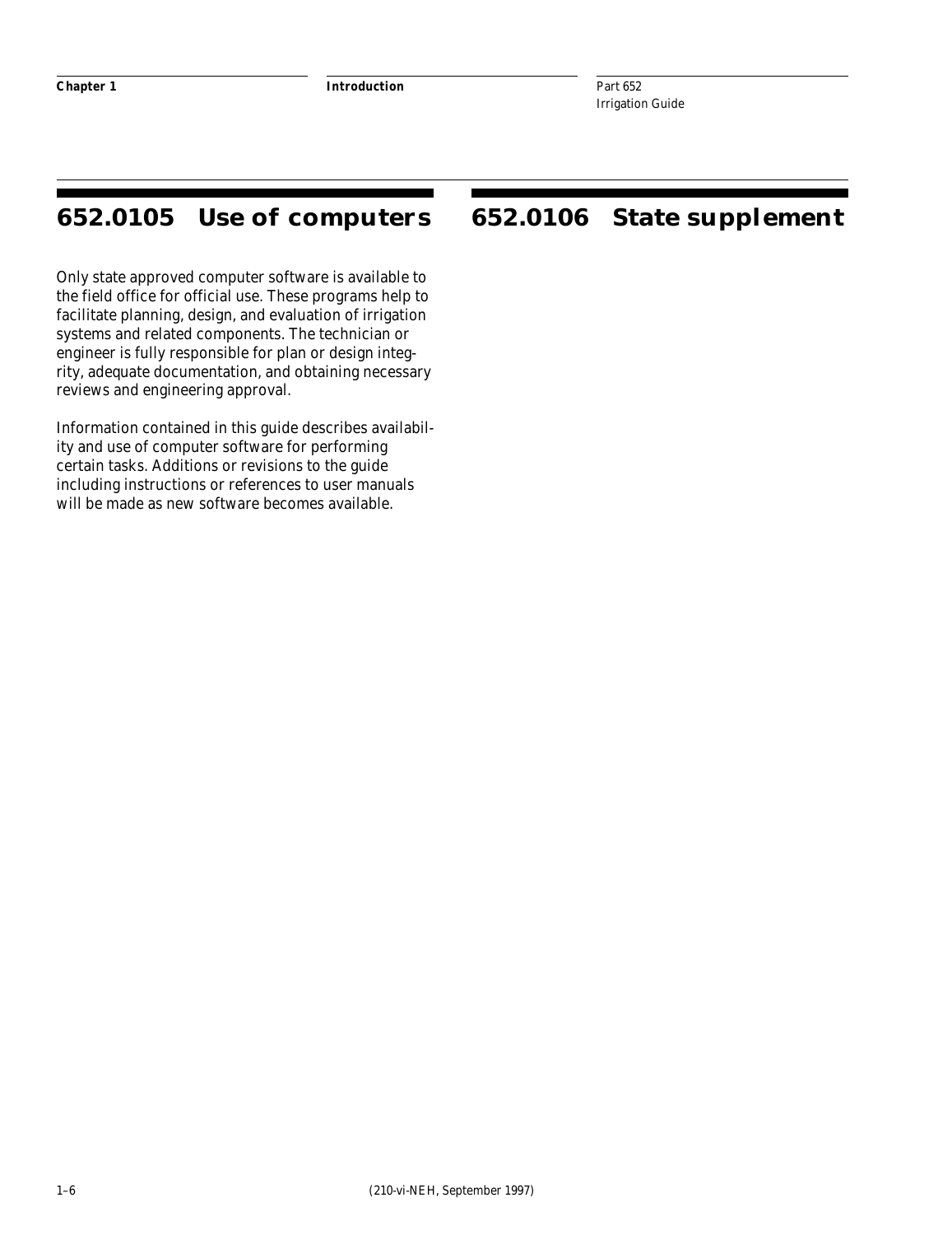## 652.0105 Use of computers

Only state approved computer software is available to the field office for official use. These programs help to facilitate planning, design, and evaluation of irrigation systems and related components. The technician or engineer is fully responsible for plan or design integrity, adequate documentation, and obtaining necessary reviews and engineering approval.

Information contained in this guide describes availability and use of computer software for performing certain tasks. Additions or revisions to the guide including instructions or references to user manuals will be made as new software becomes available.

## 652.0106 State supplement